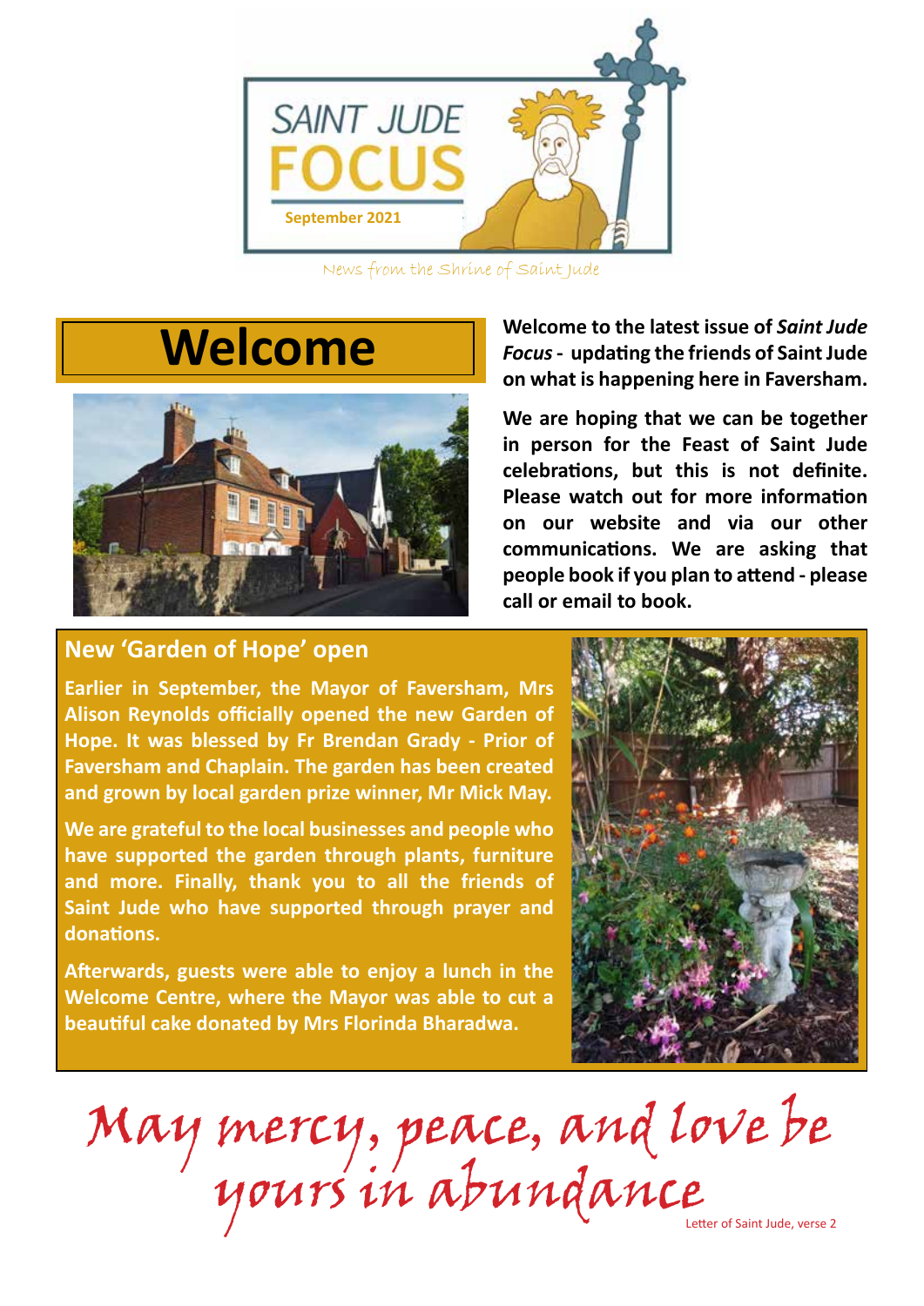# SAINT JUDE FOCUS

**September 2021**

News from the Shrine of Saint Jude

## Welcome

**Welcome to the latest issue of *Saint Jude Focus* - updating the friends of Saint Jude on what is happening here in Faversham.**

**We are hoping that we can be together in person for the Feast of Saint Jude celebrations, but this is not definite. Please watch out for more information on our website and via our other communications. We are asking that people book if you plan to attend - please call or email to book.**

## New 'Garden of Hope' open

**Earlier in September, the Mayor of Faversham, Mrs Alison Reynolds officially opened the new Garden of Hope. It was blessed by Fr Brendan Grady - Prior of Faversham and Chaplain. The garden has been created and grown by local garden prize winner, Mr Mick May.**

**We are grateful to the local businesses and people who have supported the garden through plants, furniture and more. Finally, thank you to all the friends of Saint Jude who have supported through prayer and donations.**

**Afterwards, guests were able to enjoy a lunch in the Welcome Centre, where the Mayor was able to cut a beautiful cake donated by Mrs Florinda Bharadwa.**

*May mercy, peace, and love be yours in abundance*

Letter of Saint Jude, verse 2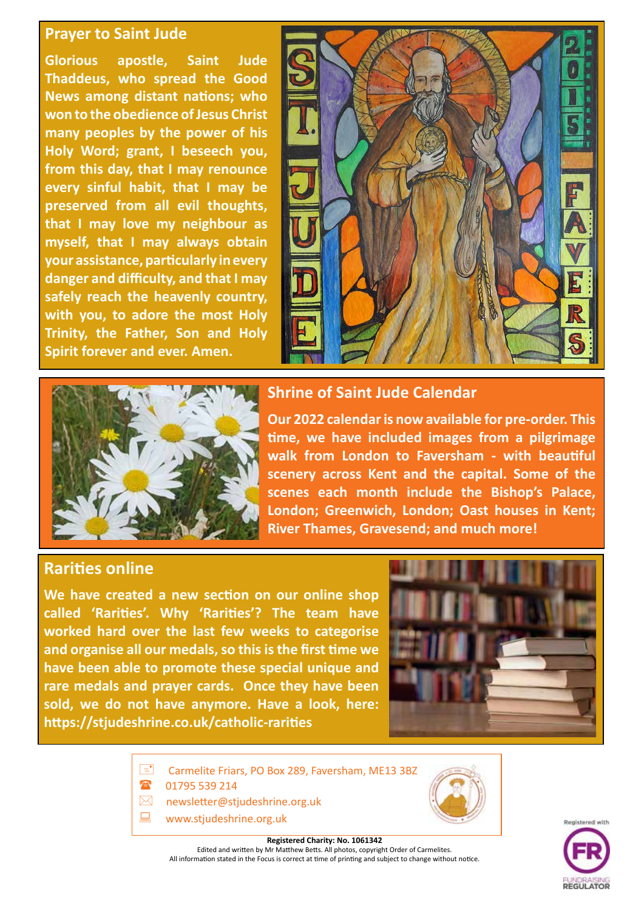## Prayer to Saint Jude

**Glorious apostle, Saint Jude Thaddeus, who spread the Good News among distant nations; who won to the obedience of Jesus Christ many peoples by the power of his Holy Word; grant, I beseech you, from this day, that I may renounce every sinful habit, that I may be preserved from all evil thoughts, that I may love my neighbour as myself, that I may always obtain your assistance, particularly in every danger and difficulty, and that I may safely reach the heavenly country, with you, to adore the most Holy Trinity, the Father, Son and Holy Spirit forever and ever. Amen.**

## Shrine of Saint Jude Calendar

**Our 2022 calendar is now available for pre-order. This time, we have included images from a pilgrimage walk from London to Faversham - with beautiful scenery across Kent and the capital. Some of the scenes each month include the Bishop's Palace, London; Greenwich, London; Oast houses in Kent; River Thames, Gravesend; and much more!**

## Rarities online

**We have created a new section on our online shop called 'Rarities'. Why 'Rarities'? The team have worked hard over the last few weeks to categorise and organise all our medals, so this is the first time we have been able to promote these special unique and rare medals and prayer cards. Once they have been sold, we do not have anymore. Have a look, here: https://stjudeshrine.co.uk/catholic-rarities**

Carmelite Friars, PO Box 289, Faversham, ME13 3BZ
01795 539 214
newsletter@stjudeshrine.org.uk
www.stjudeshrine.org.uk

**Registered Charity: No. 1061342**
Edited and written by Mr Matthew Betts. All photos, copyright Order of Carmelites.
All information stated in the Focus is correct at time of printing and subject to change without notice.

Registered with FUNDRAISING REGULATOR